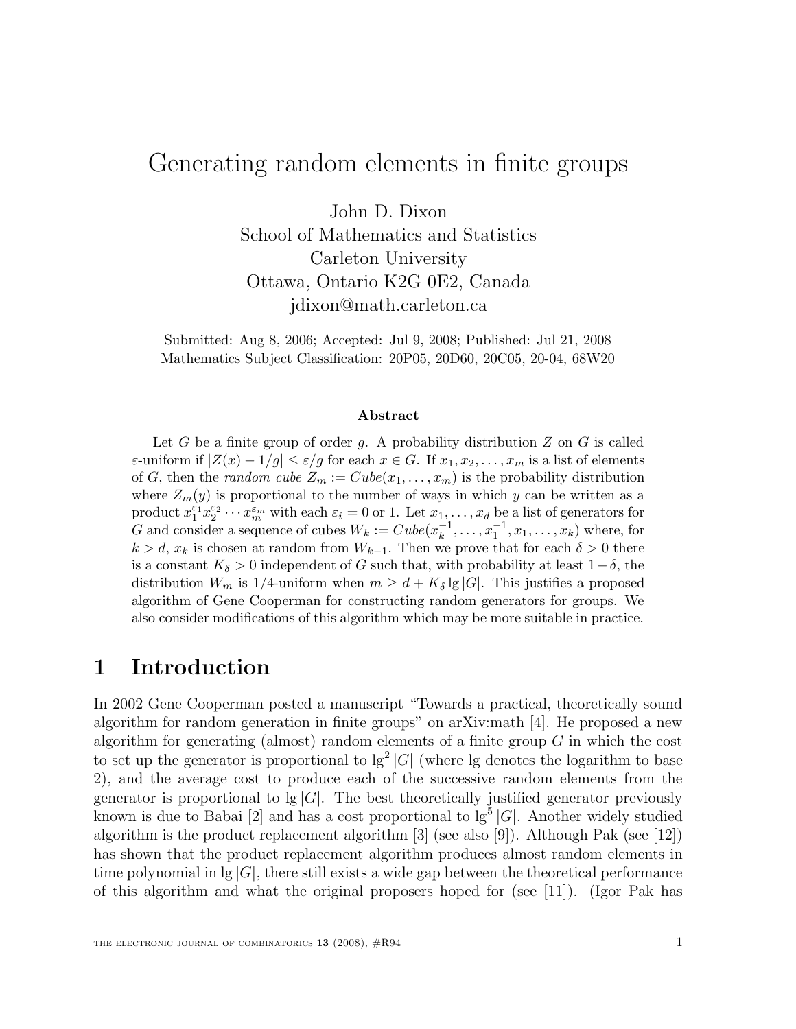# Generating random elements in finite groups

John D. Dixon
School of Mathematics and Statistics
Carleton University
Ottawa, Ontario K2G 0E2, Canada
jdixon@math.carleton.ca

Submitted: Aug 8, 2006; Accepted: Jul 9, 2008; Published: Jul 21, 2008
Mathematics Subject Classification: 20P05, 20D60, 20C05, 20-04, 68W20

### Abstract

Let $G$ be a finite group of order $g$. A probability distribution $Z$ on $G$ is called $\varepsilon$-uniform if $|Z(x) - 1/g| \leq \varepsilon/g$ for each $x \in G$. If $x_1, x_2, \ldots, x_m$ is a list of elements of $G$, then the *random cube* $Z_m := Cube(x_1, \ldots, x_m)$ is the probability distribution where $Z_m(y)$ is proportional to the number of ways in which $y$ can be written as a product $x_1^{\varepsilon_1} x_2^{\varepsilon_2} \cdots x_m^{\varepsilon_m}$ with each $\varepsilon_i = 0$ or 1. Let $x_1, \ldots, x_d$ be a list of generators for $G$ and consider a sequence of cubes $W_k := Cube(x_k^{-1}, \ldots, x_1^{-1}, x_1, \ldots, x_k)$ where, for $k > d$, $x_k$ is chosen at random from $W_{k-1}$. Then we prove that for each $\delta > 0$ there is a constant $K_\delta > 0$ independent of $G$ such that, with probability at least $1 - \delta$, the distribution $W_m$ is 1/4-uniform when $m \geq d + K_\delta \lg |G|$. This justifies a proposed algorithm of Gene Cooperman for constructing random generators for groups. We also consider modifications of this algorithm which may be more suitable in practice.

## 1 Introduction

In 2002 Gene Cooperman posted a manuscript "Towards a practical, theoretically sound algorithm for random generation in finite groups" on arXiv:math [4]. He proposed a new algorithm for generating (almost) random elements of a finite group $G$ in which the cost to set up the generator is proportional to $\lg^2 |G|$ (where lg denotes the logarithm to base 2), and the average cost to produce each of the successive random elements from the generator is proportional to $\lg |G|$. The best theoretically justified generator previously known is due to Babai [2] and has a cost proportional to $\lg^5 |G|$. Another widely studied algorithm is the product replacement algorithm [3] (see also [9]). Although Pak (see [12]) has shown that the product replacement algorithm produces almost random elements in time polynomial in $\lg |G|$, there still exists a wide gap between the theoretical performance of this algorithm and what the original proposers hoped for (see [11]). (Igor Pak has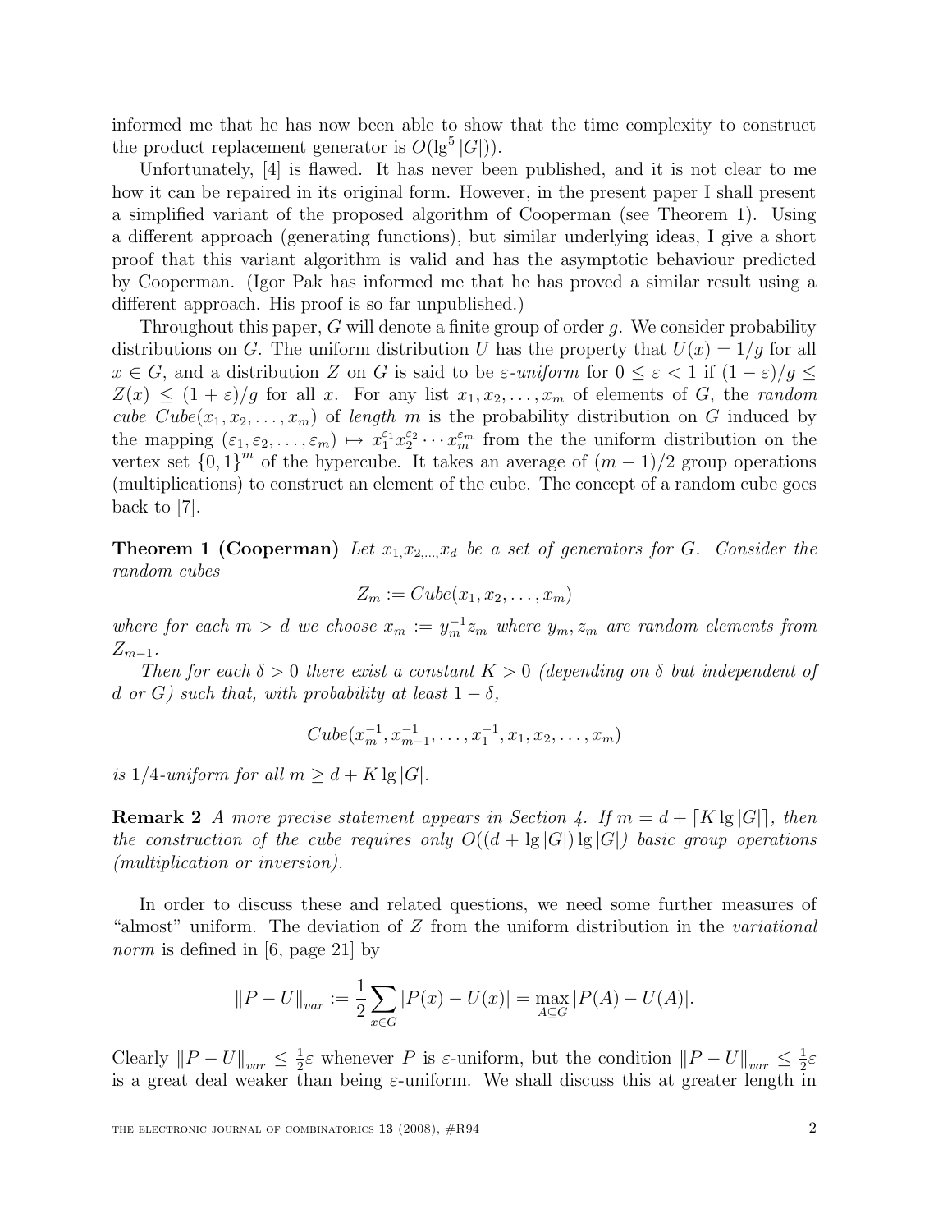informed me that he has now been able to show that the time complexity to construct the product replacement generator is $O(\lg^5 |G|)$).

Unfortunately, [4] is flawed. It has never been published, and it is not clear to me how it can be repaired in its original form. However, in the present paper I shall present a simplified variant of the proposed algorithm of Cooperman (see Theorem 1). Using a different approach (generating functions), but similar underlying ideas, I give a short proof that this variant algorithm is valid and has the asymptotic behaviour predicted by Cooperman. (Igor Pak has informed me that he has proved a similar result using a different approach. His proof is so far unpublished.)

Throughout this paper, $G$ will denote a finite group of order $g$. We consider probability distributions on $G$. The uniform distribution $U$ has the property that $U(x) = 1/g$ for all $x \in G$, and a distribution $Z$ on $G$ is said to be *$\varepsilon$-uniform* for $0 \leq \varepsilon < 1$ if $(1-\varepsilon)/g \leq Z(x) \leq (1+\varepsilon)/g$ for all $x$. For any list $x_1, x_2, \ldots, x_m$ of elements of $G$, the *random cube* $Cube(x_1, x_2, \ldots, x_m)$ of *length* $m$ is the probability distribution on $G$ induced by the mapping $(\varepsilon_1, \varepsilon_2, \ldots, \varepsilon_m) \mapsto x_1^{\varepsilon_1} x_2^{\varepsilon_2} \cdots x_m^{\varepsilon_m}$ from the the uniform distribution on the vertex set $\{0,1\}^m$ of the hypercube. It takes an average of $(m-1)/2$ group operations (multiplications) to construct an element of the cube. The concept of a random cube goes back to [7].

**Theorem 1 (Cooperman)** *Let $x_1, x_2, \ldots, x_d$ be a set of generators for $G$. Consider the random cubes*

$$Z_m := Cube(x_1, x_2, \ldots, x_m)$$

*where for each $m > d$ we choose $x_m := y_m^{-1} z_m$ where $y_m, z_m$ are random elements from $Z_{m-1}$.*

*Then for each $\delta > 0$ there exist a constant $K > 0$ (depending on $\delta$ but independent of $d$ or $G$) such that, with probability at least $1 - \delta$,*

$$Cube(x_m^{-1}, x_{m-1}^{-1}, \ldots, x_1^{-1}, x_1, x_2, \ldots, x_m)$$

*is $1/4$-uniform for all $m \geq d + K \lg |G|$.*

**Remark 2** *A more precise statement appears in Section 4. If $m = d + \lceil K \lg |G| \rceil$, then the construction of the cube requires only $O((d + \lg |G|) \lg |G|)$ basic group operations (multiplication or inversion).*

In order to discuss these and related questions, we need some further measures of "almost" uniform. The deviation of $Z$ from the uniform distribution in the *variational norm* is defined in [6, page 21] by

$$\|P - U\|_{var} := \frac{1}{2} \sum_{x \in G} |P(x) - U(x)| = \max_{A \subseteq G} |P(A) - U(A)|.$$

Clearly $\|P - U\|_{var} \leq \frac{1}{2}\varepsilon$ whenever $P$ is $\varepsilon$-uniform, but the condition $\|P - U\|_{var} \leq \frac{1}{2}\varepsilon$ is a great deal weaker than being $\varepsilon$-uniform. We shall discuss this at greater length in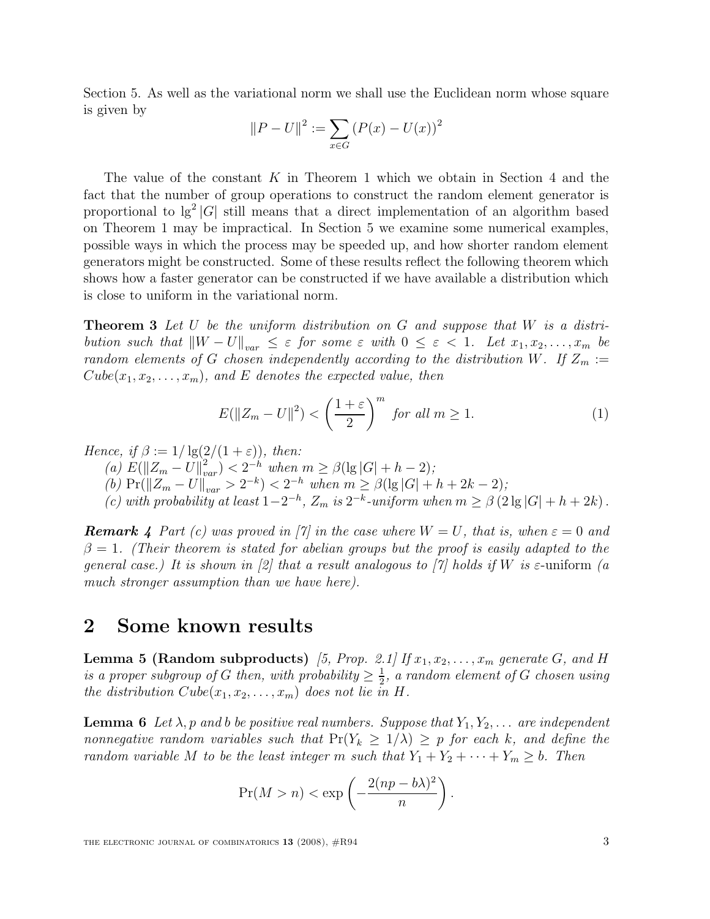Section 5. As well as the variational norm we shall use the Euclidean norm whose square is given by

$$\|P - U\|^2 := \sum_{x \in G} (P(x) - U(x))^2$$

The value of the constant $K$ in Theorem 1 which we obtain in Section 4 and the fact that the number of group operations to construct the random element generator is proportional to $\lg^2 |G|$ still means that a direct implementation of an algorithm based on Theorem 1 may be impractical. In Section 5 we examine some numerical examples, possible ways in which the process may be speeded up, and how shorter random element generators might be constructed. Some of these results reflect the following theorem which shows how a faster generator can be constructed if we have available a distribution which is close to uniform in the variational norm.

**Theorem 3** *Let $U$ be the uniform distribution on $G$ and suppose that $W$ is a distribution such that $\|W - U\|_{var} \leq \varepsilon$ for some $\varepsilon$ with $0 \leq \varepsilon < 1$. Let $x_1, x_2, \ldots, x_m$ be random elements of $G$ chosen independently according to the distribution $W$. If $Z_m := Cube(x_1, x_2, \ldots, x_m)$, and $E$ denotes the expected value, then*

$$E(\|Z_m - U\|^2) < \left(\frac{1+\varepsilon}{2}\right)^m \text{ for all } m \geq 1. \tag{1}$$

*Hence, if $\beta := 1/\lg(2/(1+\varepsilon))$, then:*

*(a) $E(\|Z_m - U\|_{var}^2) < 2^{-h}$ when $m \geq \beta(\lg |G| + h - 2)$;*

*(b) $\Pr(\|Z_m - U\|_{var} > 2^{-k}) < 2^{-h}$ when $m \geq \beta(\lg |G| + h + 2k - 2)$;*

*(c) with probability at least $1 - 2^{-h}$, $Z_m$ is $2^{-k}$-uniform when $m \geq \beta(2 \lg |G| + h + 2k)$.*

***Remark 4*** *Part (c) was proved in [7] in the case where $W = U$, that is, when $\varepsilon = 0$ and $\beta = 1$. (Their theorem is stated for abelian groups but the proof is easily adapted to the general case.) It is shown in [2] that a result analogous to [7] holds if $W$ is $\varepsilon$-*uniform *(a much stronger assumption than we have here).*

## 2 Some known results

**Lemma 5 (Random subproducts)** *[5, Prop. 2.1] If $x_1, x_2, \ldots, x_m$ generate $G$, and $H$ is a proper subgroup of $G$ then, with probability $\geq \frac{1}{2}$, a random element of $G$ chosen using the distribution $Cube(x_1, x_2, \ldots, x_m)$ does not lie in $H$.*

**Lemma 6** *Let $\lambda, p$ and $b$ be positive real numbers. Suppose that $Y_1, Y_2, \ldots$ are independent nonnegative random variables such that $\Pr(Y_k \geq 1/\lambda) \geq p$ for each $k$, and define the random variable $M$ to be the least integer $m$ such that $Y_1 + Y_2 + \cdots + Y_m \geq b$. Then*

$$\Pr(M > n) < \exp\left(-\frac{2(np - b\lambda)^2}{n}\right).$$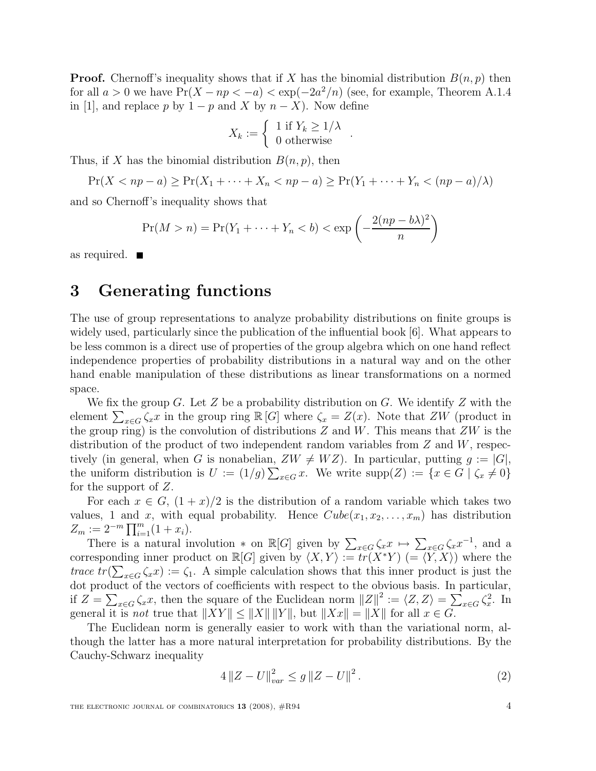**Proof.** Chernoff's inequality shows that if $X$ has the binomial distribution $B(n,p)$ then for all $a > 0$ we have $\Pr(X - np < -a) < \exp(-2a^2/n)$ (see, for example, Theorem A.1.4 in [1], and replace $p$ by $1-p$ and $X$ by $n - X$). Now define

$$X_k := \begin{cases} 1 \text{ if } Y_k \geq 1/\lambda \\ 0 \text{ otherwise} \end{cases}.$$

Thus, if $X$ has the binomial distribution $B(n,p)$, then

$$\Pr(X < np - a) \geq \Pr(X_1 + \cdots + X_n < np - a) \geq \Pr(Y_1 + \cdots + Y_n < (np - a)/\lambda)$$

and so Chernoff's inequality shows that

$$\Pr(M > n) = \Pr(Y_1 + \cdots + Y_n < b) < \exp\left(-\frac{2(np - b\lambda)^2}{n}\right)$$

as required. ■

# 3 Generating functions

The use of group representations to analyze probability distributions on finite groups is widely used, particularly since the publication of the influential book [6]. What appears to be less common is a direct use of properties of the group algebra which on one hand reflect independence properties of probability distributions in a natural way and on the other hand enable manipulation of these distributions as linear transformations on a normed space.

We fix the group $G$. Let $Z$ be a probability distribution on $G$. We identify $Z$ with the element $\sum_{x\in G} \zeta_x x$ in the group ring $\mathbb{R}[G]$ where $\zeta_x = Z(x)$. Note that $ZW$ (product in the group ring) is the convolution of distributions $Z$ and $W$. This means that $ZW$ is the distribution of the product of two independent random variables from $Z$ and $W$, respectively (in general, when $G$ is nonabelian, $ZW \neq WZ$). In particular, putting $g := |G|$, the uniform distribution is $U := (1/g)\sum_{x\in G} x$. We write $\mathrm{supp}(Z) := \{x \in G \mid \zeta_x \neq 0\}$ for the support of $Z$.

For each $x \in G$, $(1 + x)/2$ is the distribution of a random variable which takes two values, 1 and $x$, with equal probability. Hence $Cube(x_1, x_2, \ldots, x_m)$ has distribution $Z_m := 2^{-m}\prod_{i=1}^{m}(1 + x_i)$.

There is a natural involution $*$ on $\mathbb{R}[G]$ given by $\sum_{x\in G} \zeta_x x \mapsto \sum_{x\in G} \zeta_x x^{-1}$, and a corresponding inner product on $\mathbb{R}[G]$ given by $\langle X, Y\rangle := tr(X^*Y)$ $(= \langle Y, X\rangle)$ where the *trace* $tr(\sum_{x\in G} \zeta_x x) := \zeta_1$. A simple calculation shows that this inner product is just the dot product of the vectors of coefficients with respect to the obvious basis. In particular, if $Z = \sum_{x\in G} \zeta_x x$, then the square of the Euclidean norm $\|Z\|^2 := \langle Z, Z\rangle = \sum_{x\in G} \zeta_x^2$. In general it is *not* true that $\|XY\| \leq \|X\| \|Y\|$, but $\|Xx\| = \|X\|$ for all $x \in G$.

The Euclidean norm is generally easier to work with than the variational norm, although the latter has a more natural interpretation for probability distributions. By the Cauchy-Schwarz inequality

$$4\|Z - U\|_{var}^2 \leq g\|Z - U\|^2. \tag{2}$$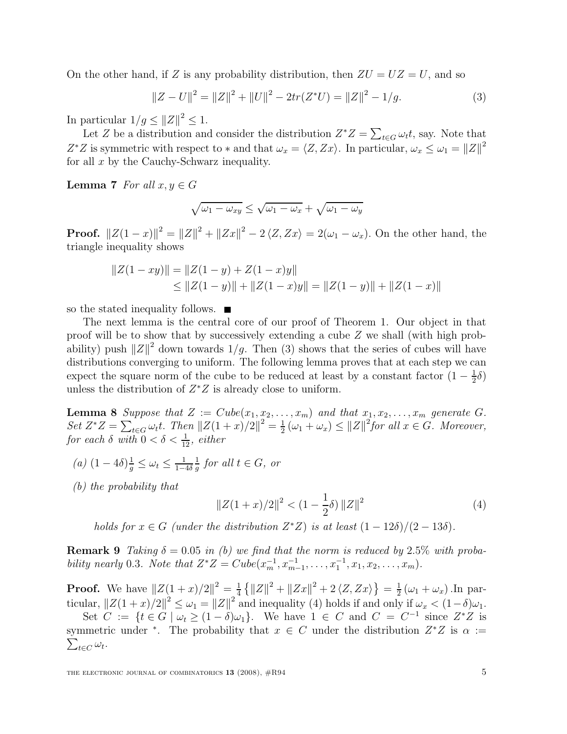On the other hand, if $Z$ is any probability distribution, then $ZU = UZ = U$, and so

$$\|Z - U\|^2 = \|Z\|^2 + \|U\|^2 - 2tr(Z^*U) = \|Z\|^2 - 1/g. \tag{3}$$

In particular $1/g \leq \|Z\|^2 \leq 1$.

Let $Z$ be a distribution and consider the distribution $Z^*Z = \sum_{t \in G} \omega_t t$, say. Note that $Z^*Z$ is symmetric with respect to $*$ and that $\omega_x = \langle Z, Zx \rangle$. In particular, $\omega_x \leq \omega_1 = \|Z\|^2$ for all $x$ by the Cauchy-Schwarz inequality.

**Lemma 7** *For all $x, y \in G$*

$$\sqrt{\omega_1 - \omega_{xy}} \leq \sqrt{\omega_1 - \omega_x} + \sqrt{\omega_1 - \omega_y}$$

**Proof.** $\|Z(1-x)\|^2 = \|Z\|^2 + \|Zx\|^2 - 2\langle Z, Zx \rangle = 2(\omega_1 - \omega_x)$. On the other hand, the triangle inequality shows

$$\begin{aligned}\|Z(1-xy)\| &= \|Z(1-y) + Z(1-x)y\| \\ &\leq \|Z(1-y)\| + \|Z(1-x)y\| = \|Z(1-y)\| + \|Z(1-x)\|\end{aligned}$$

so the stated inequality follows. ∎

The next lemma is the central core of our proof of Theorem 1. Our object in that proof will be to show that by successively extending a cube $Z$ we shall (with high probability) push $\|Z\|^2$ down towards $1/g$. Then (3) shows that the series of cubes will have distributions converging to uniform. The following lemma proves that at each step we can expect the square norm of the cube to be reduced at least by a constant factor $(1 - \frac{1}{2}\delta)$ unless the distribution of $Z^*Z$ is already close to uniform.

**Lemma 8** *Suppose that $Z := Cube(x_1, x_2, \ldots, x_m)$ and that $x_1, x_2, \ldots, x_m$ generate $G$. Set $Z^*Z = \sum_{t \in G} \omega_t t$. Then $\|Z(1+x)/2\|^2 = \frac{1}{2}(\omega_1 + \omega_x) \leq \|Z\|^2$ for all $x \in G$. Moreover, for each $\delta$ with $0 < \delta < \frac{1}{12}$, either*

*(a) $(1 - 4\delta)\frac{1}{g} \leq \omega_t \leq \frac{1}{1-4\delta}\frac{1}{g}$ for all $t \in G$, or*

*(b) the probability that*

$$\|Z(1+x)/2\|^2 < (1 - \frac{1}{2}\delta)\|Z\|^2 \tag{4}$$

*holds for $x \in G$ (under the distribution $Z^*Z$) is at least $(1 - 12\delta)/(2 - 13\delta)$.*

**Remark 9** *Taking $\delta = 0.05$ in (b) we find that the norm is reduced by 2.5% with probability nearly 0.3. Note that $Z^*Z = Cube(x_m^{-1}, x_{m-1}^{-1}, \ldots, x_1^{-1}, x_1, x_2, \ldots, x_m)$.*

**Proof.** We have $\|Z(1+x)/2\|^2 = \frac{1}{4}\left\{\|Z\|^2 + \|Zx\|^2 + 2\langle Z, Zx \rangle\right\} = \frac{1}{2}(\omega_1 + \omega_x)$. In particular, $\|Z(1+x)/2\|^2 \leq \omega_1 = \|Z\|^2$ and inequality (4) holds if and only if $\omega_x < (1-\delta)\omega_1$.

Set $C := \{t \in G \mid \omega_t \geq (1-\delta)\omega_1\}$. We have $1 \in C$ and $C = C^{-1}$ since $Z^*Z$ is symmetric under $^*$. The probability that $x \in C$ under the distribution $Z^*Z$ is $\alpha := \sum_{t \in C} \omega_t$.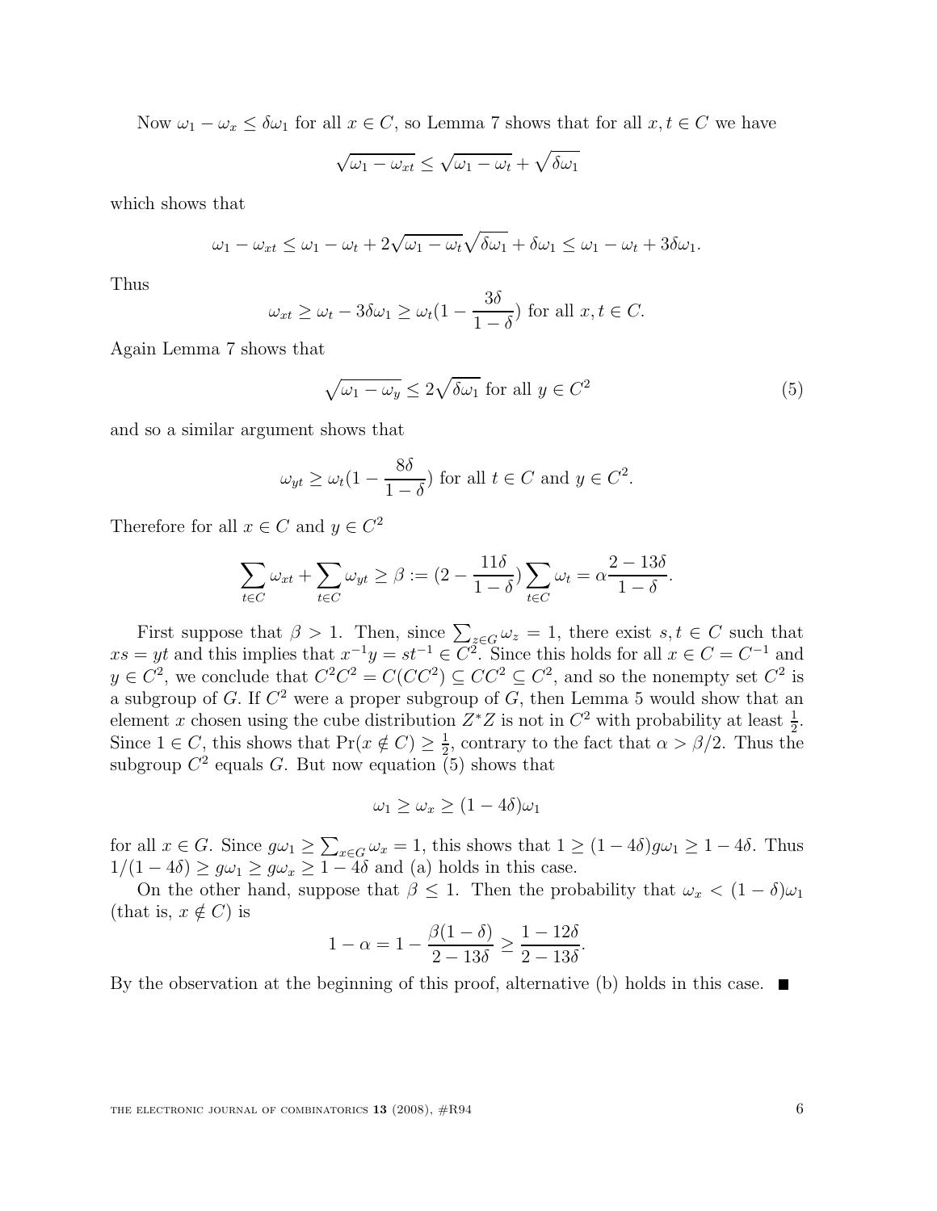Now $\omega_1 - \omega_x \leq \delta\omega_1$ for all $x \in C$, so Lemma 7 shows that for all $x, t \in C$ we have

$$\sqrt{\omega_1 - \omega_{xt}} \leq \sqrt{\omega_1 - \omega_t} + \sqrt{\delta\omega_1}$$

which shows that

$$\omega_1 - \omega_{xt} \leq \omega_1 - \omega_t + 2\sqrt{\omega_1 - \omega_t}\sqrt{\delta\omega_1} + \delta\omega_1 \leq \omega_1 - \omega_t + 3\delta\omega_1.$$

Thus

$$\omega_{xt} \geq \omega_t - 3\delta\omega_1 \geq \omega_t(1 - \frac{3\delta}{1-\delta}) \text{ for all } x, t \in C.$$

Again Lemma 7 shows that

$$\sqrt{\omega_1 - \omega_y} \leq 2\sqrt{\delta\omega_1} \text{ for all } y \in C^2 \tag{5}$$

and so a similar argument shows that

$$\omega_{yt} \geq \omega_t(1 - \frac{8\delta}{1-\delta}) \text{ for all } t \in C \text{ and } y \in C^2.$$

Therefore for all $x \in C$ and $y \in C^2$

$$\sum_{t \in C} \omega_{xt} + \sum_{t \in C} \omega_{yt} \geq \beta := (2 - \frac{11\delta}{1-\delta}) \sum_{t \in C} \omega_t = \alpha\frac{2 - 13\delta}{1-\delta}.$$

First suppose that $\beta > 1$. Then, since $\sum_{z \in G} \omega_z = 1$, there exist $s, t \in C$ such that $xs = yt$ and this implies that $x^{-1}y = st^{-1} \in C^2$. Since this holds for all $x \in C = C^{-1}$ and $y \in C^2$, we conclude that $C^2C^2 = C(CC^2) \subseteq CC^2 \subseteq C^2$, and so the nonempty set $C^2$ is a subgroup of $G$. If $C^2$ were a proper subgroup of $G$, then Lemma 5 would show that an element $x$ chosen using the cube distribution $Z^*Z$ is not in $C^2$ with probability at least $\frac{1}{2}$. Since $1 \in C$, this shows that $\Pr(x \notin C) \geq \frac{1}{2}$, contrary to the fact that $\alpha > \beta/2$. Thus the subgroup $C^2$ equals $G$. But now equation (5) shows that

$$\omega_1 \geq \omega_x \geq (1 - 4\delta)\omega_1$$

for all $x \in G$. Since $g\omega_1 \geq \sum_{x \in G} \omega_x = 1$, this shows that $1 \geq (1 - 4\delta)g\omega_1 \geq 1 - 4\delta$. Thus $1/(1 - 4\delta) \geq g\omega_1 \geq g\omega_x \geq 1 - 4\delta$ and (a) holds in this case.

On the other hand, suppose that $\beta \leq 1$. Then the probability that $\omega_x < (1 - \delta)\omega_1$ (that is, $x \notin C$) is

$$1 - \alpha = 1 - \frac{\beta(1-\delta)}{2 - 13\delta} \geq \frac{1 - 12\delta}{2 - 13\delta}.$$

By the observation at the beginning of this proof, alternative (b) holds in this case. ■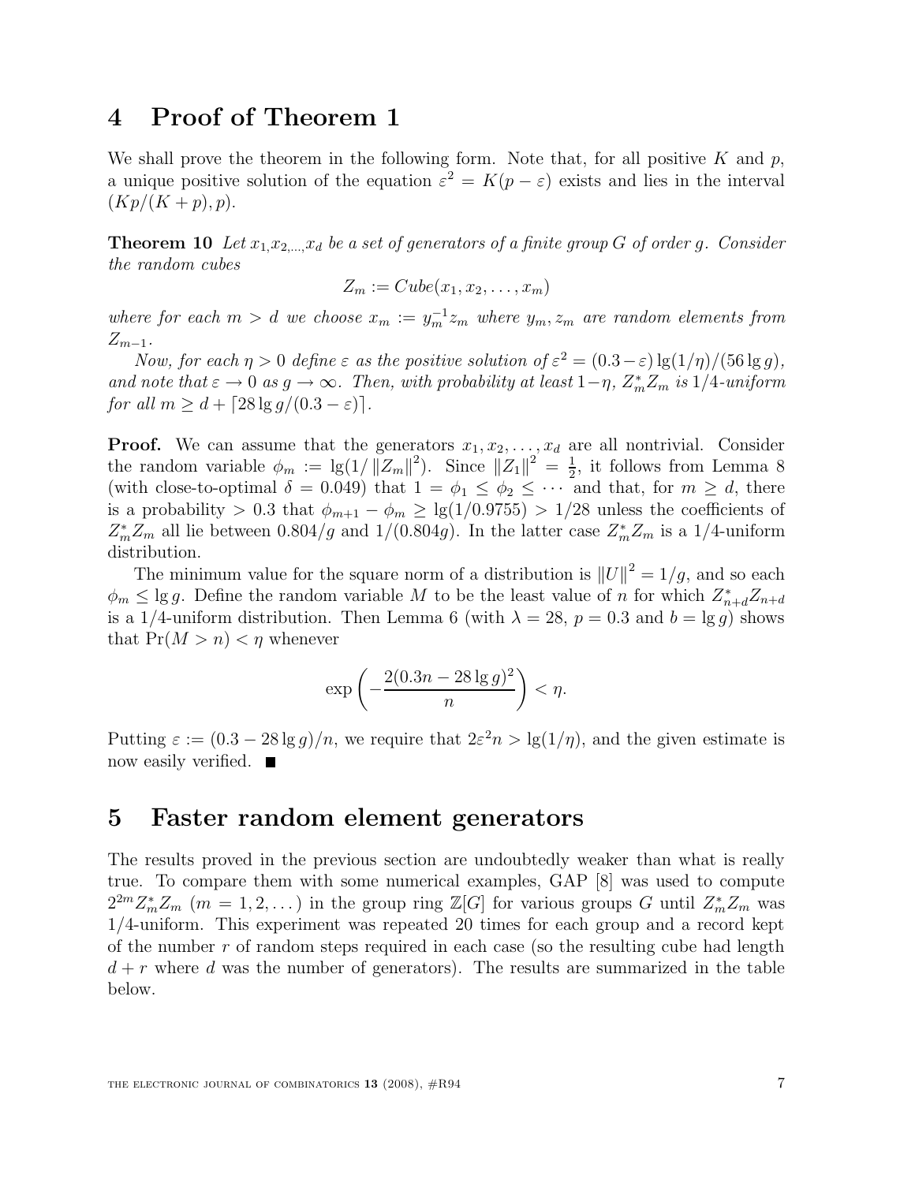## 4 Proof of Theorem 1

We shall prove the theorem in the following form. Note that, for all positive $K$ and $p$, a unique positive solution of the equation $\varepsilon^2 = K(p - \varepsilon)$ exists and lies in the interval $(Kp/(K + p), p)$.

**Theorem 10** *Let $x_1, x_2, \ldots, x_d$ be a set of generators of a finite group $G$ of order $g$. Consider the random cubes*

$$Z_m := Cube(x_1, x_2, \ldots, x_m)$$

*where for each $m > d$ we choose $x_m := y_m^{-1} z_m$ where $y_m, z_m$ are random elements from $Z_{m-1}$.*

*Now, for each $\eta > 0$ define $\varepsilon$ as the positive solution of $\varepsilon^2 = (0.3 - \varepsilon)\lg(1/\eta)/(56 \lg g)$, and note that $\varepsilon \to 0$ as $g \to \infty$. Then, with probability at least $1 - \eta$, $Z_m^* Z_m$ is $1/4$-uniform for all $m \geq d + \lceil 28 \lg g/(0.3 - \varepsilon) \rceil$.*

**Proof.** We can assume that the generators $x_1, x_2, \ldots, x_d$ are all nontrivial. Consider the random variable $\phi_m := \lg(1/\|Z_m\|^2)$. Since $\|Z_1\|^2 = \frac{1}{2}$, it follows from Lemma 8 (with close-to-optimal $\delta = 0.049$) that $1 = \phi_1 \leq \phi_2 \leq \cdots$ and that, for $m \geq d$, there is a probability $> 0.3$ that $\phi_{m+1} - \phi_m \geq \lg(1/0.9755) > 1/28$ unless the coefficients of $Z_m^* Z_m$ all lie between $0.804/g$ and $1/(0.804 g)$. In the latter case $Z_m^* Z_m$ is a $1/4$-uniform distribution.

The minimum value for the square norm of a distribution is $\|U\|^2 = 1/g$, and so each $\phi_m \leq \lg g$. Define the random variable $M$ to be the least value of $n$ for which $Z_{n+d}^* Z_{n+d}$ is a $1/4$-uniform distribution. Then Lemma 6 (with $\lambda = 28$, $p = 0.3$ and $b = \lg g$) shows that $\Pr(M > n) < \eta$ whenever

$$\exp\left(-\frac{2(0.3n - 28 \lg g)^2}{n}\right) < \eta.$$

Putting $\varepsilon := (0.3 - 28 \lg g)/n$, we require that $2\varepsilon^2 n > \lg(1/\eta)$, and the given estimate is now easily verified. ∎

## 5 Faster random element generators

The results proved in the previous section are undoubtedly weaker than what is really true. To compare them with some numerical examples, GAP [8] was used to compute $2^{2m} Z_m^* Z_m$ $(m = 1, 2, \ldots)$ in the group ring $\mathbb{Z}[G]$ for various groups $G$ until $Z_m^* Z_m$ was $1/4$-uniform. This experiment was repeated 20 times for each group and a record kept of the number $r$ of random steps required in each case (so the resulting cube had length $d + r$ where $d$ was the number of generators). The results are summarized in the table below.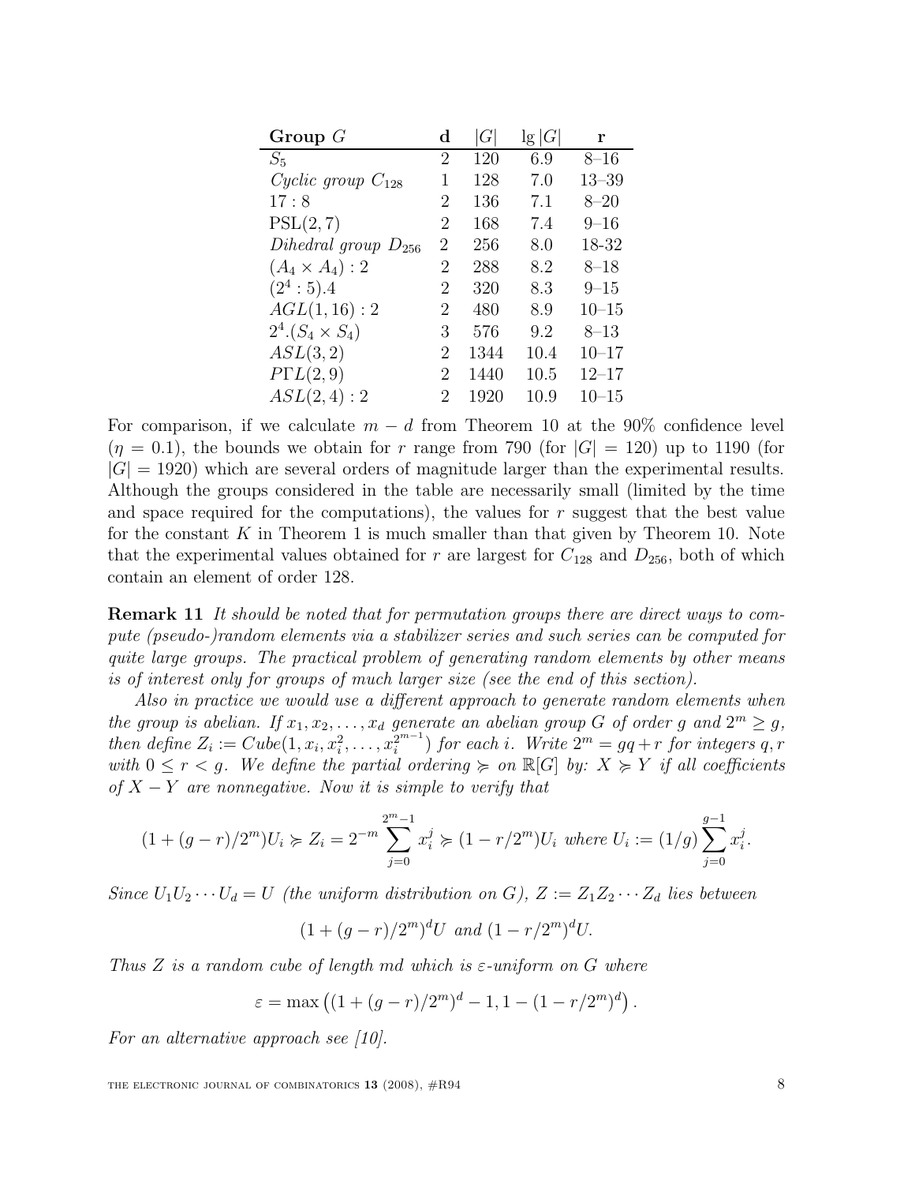| **Group** $G$ | **d** | $\|G\|$ | $\lg \|G\|$ | **r** |
|---|---|---|---|---|
| $S_5$ | 2 | 120 | 6.9 | 8–16 |
| *Cyclic group* $C_{128}$ | 1 | 128 | 7.0 | 13–39 |
| $17:8$ | 2 | 136 | 7.1 | 8–20 |
| $\mathrm{PSL}(2,7)$ | 2 | 168 | 7.4 | 9–16 |
| *Dihedral group* $D_{256}$ | 2 | 256 | 8.0 | 18-32 |
| $(A_4 \times A_4):2$ | 2 | 288 | 8.2 | 8–18 |
| $(2^4:5).4$ | 2 | 320 | 8.3 | 9–15 |
| $AGL(1,16):2$ | 2 | 480 | 8.9 | 10–15 |
| $2^4.(S_4 \times S_4)$ | 3 | 576 | 9.2 | 8–13 |
| $ASL(3,2)$ | 2 | 1344 | 10.4 | 10–17 |
| $P\Gamma L(2,9)$ | 2 | 1440 | 10.5 | 12–17 |
| $ASL(2,4):2$ | 2 | 1920 | 10.9 | 10–15 |

For comparison, if we calculate $m-d$ from Theorem 10 at the 90% confidence level ($\eta = 0.1$), the bounds we obtain for $r$ range from 790 (for $|G| = 120$) up to 1190 (for $|G| = 1920$) which are several orders of magnitude larger than the experimental results. Although the groups considered in the table are necessarily small (limited by the time and space required for the computations), the values for $r$ suggest that the best value for the constant $K$ in Theorem 1 is much smaller than that given by Theorem 10. Note that the experimental values obtained for $r$ are largest for $C_{128}$ and $D_{256}$, both of which contain an element of order 128.

**Remark 11** *It should be noted that for permutation groups there are direct ways to compute (pseudo-)random elements via a stabilizer series and such series can be computed for quite large groups. The practical problem of generating random elements by other means is of interest only for groups of much larger size (see the end of this section).*

*Also in practice we would use a different approach to generate random elements when the group is abelian. If $x_1, x_2, \ldots, x_d$ generate an abelian group $G$ of order $g$ and $2^m \geq g$, then define $Z_i := Cube(1, x_i, x_i^2, \ldots, x_i^{2^{m-1}})$ for each $i$. Write $2^m = gq + r$ for integers $q, r$ with $0 \leq r < g$. We define the partial ordering $\succcurlyeq$ on $\mathbb{R}[G]$ by: $X \succcurlyeq Y$ if all coefficients of $X - Y$ are nonnegative. Now it is simple to verify that*

$$(1 + (g-r)/2^m)U_i \succcurlyeq Z_i = 2^{-m} \sum_{j=0}^{2^m-1} x_i^j \succcurlyeq (1 - r/2^m)U_i \text{ where } U_i := (1/g)\sum_{j=0}^{g-1} x_i^j.$$

*Since $U_1 U_2 \cdots U_d = U$ (the uniform distribution on $G$), $Z := Z_1 Z_2 \cdots Z_d$ lies between*

$$(1 + (g-r)/2^m)^d U \text{ and } (1 - r/2^m)^d U.$$

*Thus $Z$ is a random cube of length $md$ which is $\varepsilon$-uniform on $G$ where*

$$\varepsilon = \max\left((1 + (g-r)/2^m)^d - 1, 1 - (1 - r/2^m)^d\right).$$

*For an alternative approach see [10].*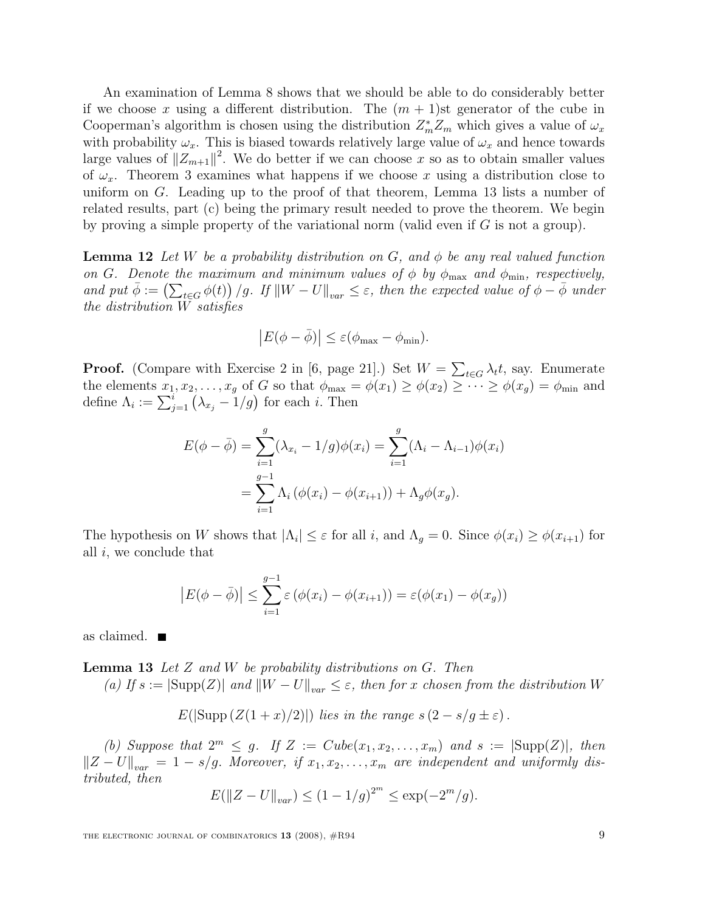An examination of Lemma 8 shows that we should be able to do considerably better if we choose $x$ using a different distribution. The $(m+1)$st generator of the cube in Cooperman's algorithm is chosen using the distribution $Z_m^* Z_m$ which gives a value of $\omega_x$ with probability $\omega_x$. This is biased towards relatively large value of $\omega_x$ and hence towards large values of $\|Z_{m+1}\|^2$. We do better if we can choose $x$ so as to obtain smaller values of $\omega_x$. Theorem 3 examines what happens if we choose $x$ using a distribution close to uniform on $G$. Leading up to the proof of that theorem, Lemma 13 lists a number of related results, part (c) being the primary result needed to prove the theorem. We begin by proving a simple property of the variational norm (valid even if $G$ is not a group).

**Lemma 12** *Let $W$ be a probability distribution on $G$, and $\phi$ be any real valued function on $G$. Denote the maximum and minimum values of $\phi$ by $\phi_{\max}$ and $\phi_{\min}$, respectively, and put $\bar{\phi} := \left(\sum_{t\in G}\phi(t)\right)/g$. If $\|W-U\|_{var} \le \varepsilon$, then the expected value of $\phi - \bar{\phi}$ under the distribution $W$ satisfies*

$$\left|E(\phi - \bar{\phi})\right| \le \varepsilon(\phi_{\max} - \phi_{\min}).$$

**Proof.** (Compare with Exercise 2 in [6, page 21].) Set $W = \sum_{t\in G}\lambda_t t$, say. Enumerate the elements $x_1, x_2, \ldots, x_g$ of $G$ so that $\phi_{\max} = \phi(x_1) \ge \phi(x_2) \ge \cdots \ge \phi(x_g) = \phi_{\min}$ and define $\Lambda_i := \sum_{j=1}^{i}\left(\lambda_{x_j} - 1/g\right)$ for each $i$. Then

$$\begin{aligned} E(\phi - \bar{\phi}) &= \sum_{i=1}^{g}(\lambda_{x_i} - 1/g)\phi(x_i) = \sum_{i=1}^{g}(\Lambda_i - \Lambda_{i-1})\phi(x_i) \\ &= \sum_{i=1}^{g-1}\Lambda_i\left(\phi(x_i) - \phi(x_{i+1})\right) + \Lambda_g\phi(x_g). \end{aligned}$$

The hypothesis on $W$ shows that $|\Lambda_i| \le \varepsilon$ for all $i$, and $\Lambda_g = 0$. Since $\phi(x_i) \ge \phi(x_{i+1})$ for all $i$, we conclude that

$$\left|E(\phi - \bar{\phi})\right| \le \sum_{i=1}^{g-1}\varepsilon\left(\phi(x_i) - \phi(x_{i+1})\right) = \varepsilon(\phi(x_1) - \phi(x_g))$$

as claimed. ■

**Lemma 13** *Let $Z$ and $W$ be probability distributions on $G$. Then*

*(a) If $s := |\mathrm{Supp}(Z)|$ and $\|W-U\|_{var} \le \varepsilon$, then for $x$ chosen from the distribution $W$*

$$E(|\mathrm{Supp}\,(Z(1+x)/2)|) \text{ lies in the range } s\,(2 - s/g \pm \varepsilon)\,.$$

*(b) Suppose that $2^m \le g$. If $Z := Cube(x_1, x_2, \ldots, x_m)$ and $s := |\mathrm{Supp}(Z)|$, then $\|Z-U\|_{var} = 1 - s/g$. Moreover, if $x_1, x_2, \ldots, x_m$ are independent and uniformly distributed, then*

$$E(\|Z-U\|_{var}) \le (1-1/g)^{2^m} \le \exp(-2^m/g).$$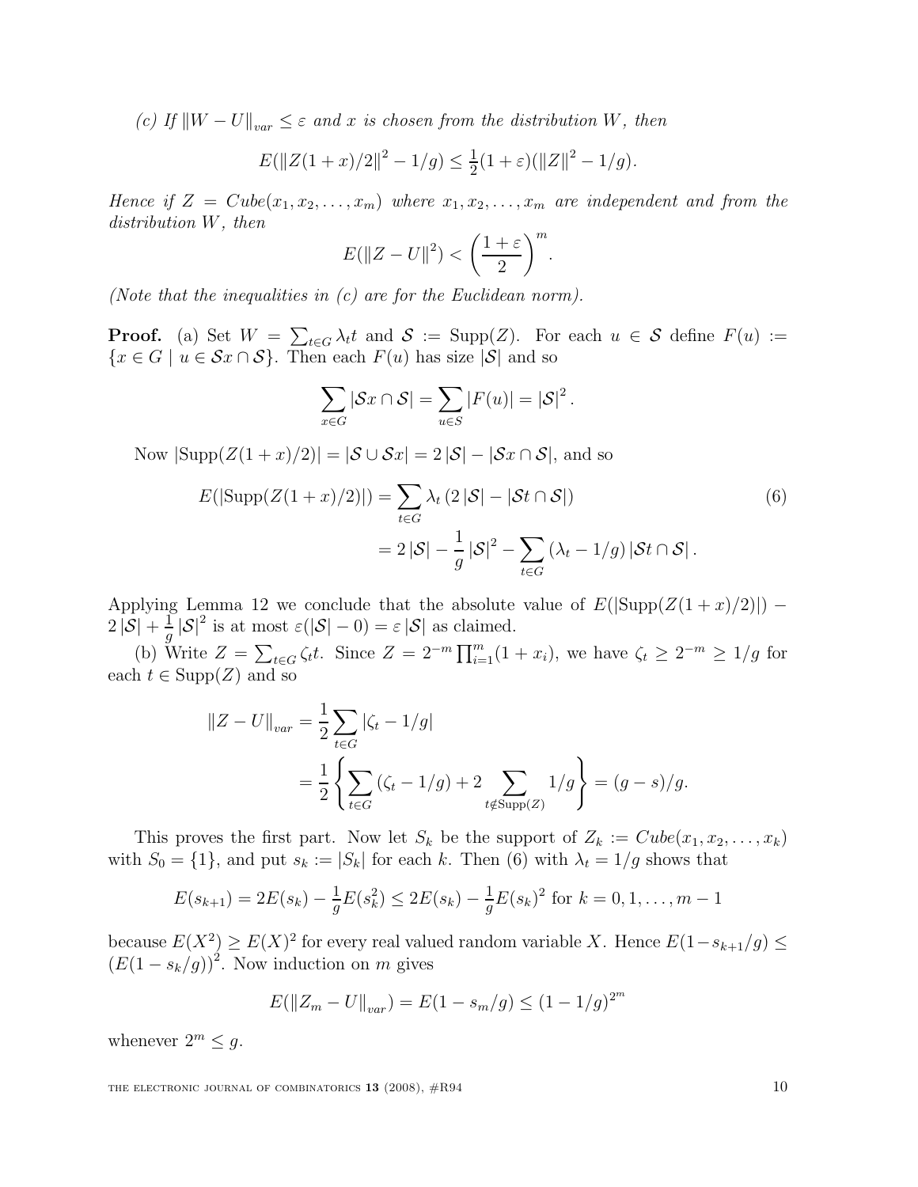*(c) If $\|W-U\|_{var} \leq \varepsilon$ and $x$ is chosen from the distribution $W$, then*

$$E(\|Z(1+x)/2\|^2 - 1/g) \leq \tfrac{1}{2}(1+\varepsilon)(\|Z\|^2 - 1/g).$$

*Hence if $Z = Cube(x_1, x_2, \ldots, x_m)$ where $x_1, x_2, \ldots, x_m$ are independent and from the distribution $W$, then*

$$E(\|Z-U\|^2) < \left(\frac{1+\varepsilon}{2}\right)^m.$$

*(Note that the inequalities in (c) are for the Euclidean norm).*

**Proof.** (a) Set $W = \sum_{t\in G} \lambda_t t$ and $\mathcal{S} := \mathrm{Supp}(Z)$. For each $u \in \mathcal{S}$ define $F(u) := \{x \in G \mid u \in \mathcal{S}x \cap \mathcal{S}\}$. Then each $F(u)$ has size $|\mathcal{S}|$ and so

$$\sum_{x\in G} |\mathcal{S}x \cap \mathcal{S}| = \sum_{u \in S} |F(u)| = |\mathcal{S}|^2.$$

Now $|\mathrm{Supp}(Z(1+x)/2)| = |\mathcal{S} \cup \mathcal{S}x| = 2\,|\mathcal{S}| - |\mathcal{S}x \cap \mathcal{S}|$, and so

$$\begin{aligned} E(|\mathrm{Supp}(Z(1+x)/2)|) &= \sum_{t\in G} \lambda_t \left(2\,|\mathcal{S}| - |\mathcal{S}t \cap \mathcal{S}|\right) \qquad (6)\\ &= 2\,|\mathcal{S}| - \frac{1}{g}\,|\mathcal{S}|^2 - \sum_{t\in G} (\lambda_t - 1/g)\,|\mathcal{S}t \cap \mathcal{S}|. \end{aligned}$$

Applying Lemma 12 we conclude that the absolute value of $E(|\mathrm{Supp}(Z(1+x)/2)|) - 2\,|\mathcal{S}| + \frac{1}{g}\,|\mathcal{S}|^2$ is at most $\varepsilon(|\mathcal{S}| - 0) = \varepsilon\,|\mathcal{S}|$ as claimed.

(b) Write $Z = \sum_{t\in G} \zeta_t t$. Since $Z = 2^{-m}\prod_{i=1}^m (1+x_i)$, we have $\zeta_t \geq 2^{-m} \geq 1/g$ for each $t \in \mathrm{Supp}(Z)$ and so

$$\begin{aligned} \|Z-U\|_{var} &= \frac{1}{2}\sum_{t\in G} |\zeta_t - 1/g| \\ &= \frac{1}{2}\left\{\sum_{t\in G} (\zeta_t - 1/g) + 2\sum_{t\notin \mathrm{Supp}(Z)} 1/g\right\} = (g-s)/g. \end{aligned}$$

This proves the first part. Now let $S_k$ be the support of $Z_k := Cube(x_1, x_2, \ldots, x_k)$ with $S_0 = \{1\}$, and put $s_k := |S_k|$ for each $k$. Then (6) with $\lambda_t = 1/g$ shows that

$$E(s_{k+1}) = 2E(s_k) - \tfrac{1}{g}E(s_k^2) \leq 2E(s_k) - \tfrac{1}{g}E(s_k)^2 \text{ for } k = 0, 1, \ldots, m-1$$

because $E(X^2) \geq E(X)^2$ for every real valued random variable $X$. Hence $E(1 - s_{k+1}/g) \leq (E(1-s_k/g))^2$. Now induction on $m$ gives

$$E(\|Z_m - U\|_{var}) = E(1 - s_m/g) \leq (1-1/g)^{2^m}$$

whenever $2^m \leq g$.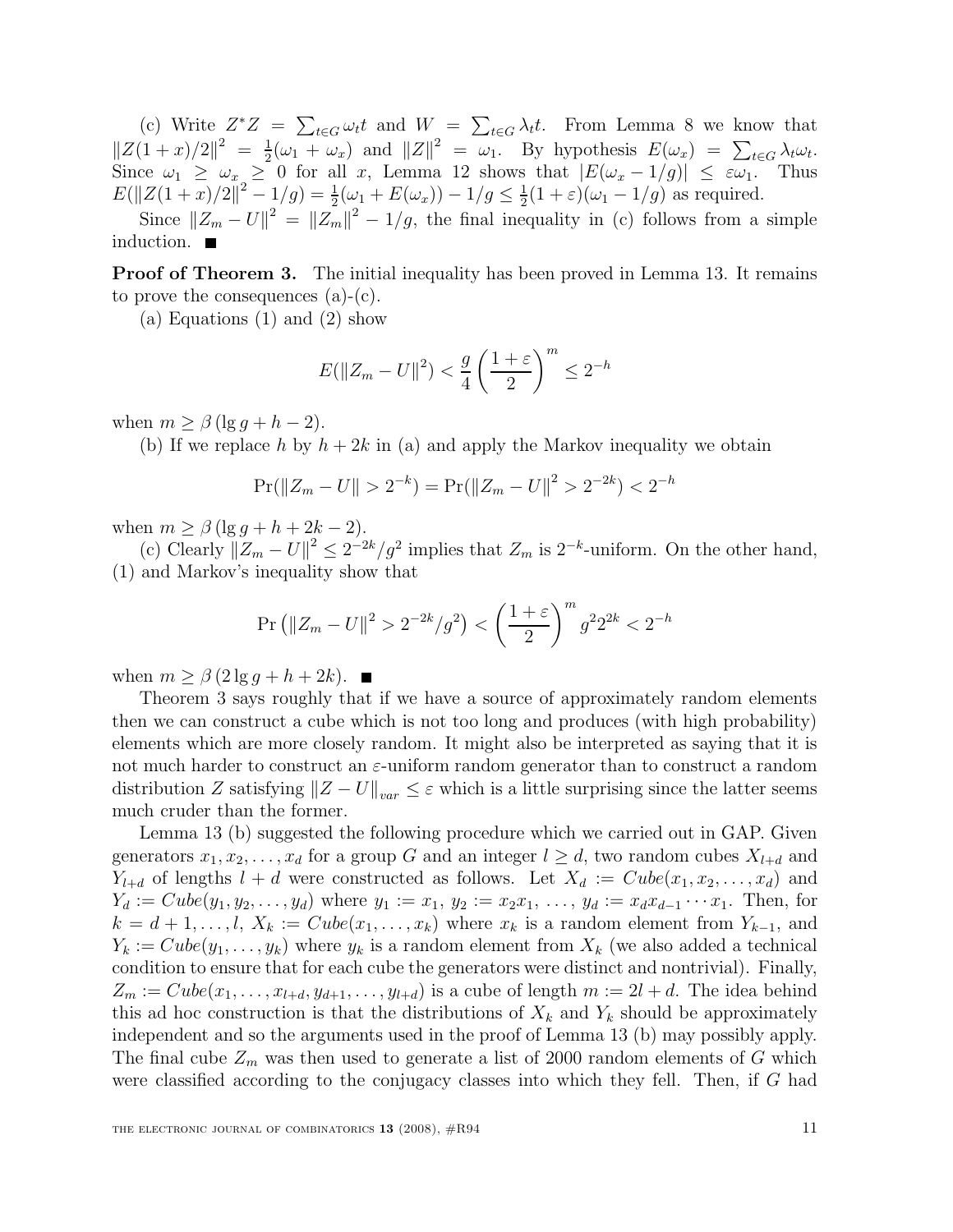(c) Write $Z^*Z = \sum_{t\in G} \omega_t t$ and $W = \sum_{t\in G} \lambda_t t$. From Lemma 8 we know that $\|Z(1+x)/2\|^2 = \frac{1}{2}(\omega_1 + \omega_x)$ and $\|Z\|^2 = \omega_1$. By hypothesis $E(\omega_x) = \sum_{t\in G} \lambda_t \omega_t$. Since $\omega_1 \geq \omega_x \geq 0$ for all $x$, Lemma 12 shows that $|E(\omega_x - 1/g)| \leq \varepsilon\omega_1$. Thus $E(\|Z(1+x)/2\|^2 - 1/g) = \frac{1}{2}(\omega_1 + E(\omega_x)) - 1/g \leq \frac{1}{2}(1+\varepsilon)(\omega_1 - 1/g)$ as required.

Since $\|Z_m - U\|^2 = \|Z_m\|^2 - 1/g$, the final inequality in (c) follows from a simple induction. ■

**Proof of Theorem 3.** The initial inequality has been proved in Lemma 13. It remains to prove the consequences (a)-(c).

(a) Equations (1) and (2) show

$$E(\|Z_m - U\|^2) < \frac{g}{4}\left(\frac{1+\varepsilon}{2}\right)^m \leq 2^{-h}$$

when $m \geq \beta(\lg g + h - 2)$.

(b) If we replace $h$ by $h + 2k$ in (a) and apply the Markov inequality we obtain

$$\Pr(\|Z_m - U\| > 2^{-k}) = \Pr(\|Z_m - U\|^2 > 2^{-2k}) < 2^{-h}$$

when $m \geq \beta(\lg g + h + 2k - 2)$.

(c) Clearly $\|Z_m - U\|^2 \leq 2^{-2k}/g^2$ implies that $Z_m$ is $2^{-k}$-uniform. On the other hand, (1) and Markov's inequality show that

$$\Pr\left(\|Z_m - U\|^2 > 2^{-2k}/g^2\right) < \left(\frac{1+\varepsilon}{2}\right)^m g^2 2^{2k} < 2^{-h}$$

when $m \geq \beta(2\lg g + h + 2k)$. ■

Theorem 3 says roughly that if we have a source of approximately random elements then we can construct a cube which is not too long and produces (with high probability) elements which are more closely random. It might also be interpreted as saying that it is not much harder to construct an $\varepsilon$-uniform random generator than to construct a random distribution $Z$ satisfying $\|Z - U\|_{var} \leq \varepsilon$ which is a little surprising since the latter seems much cruder than the former.

Lemma 13 (b) suggested the following procedure which we carried out in GAP. Given generators $x_1, x_2, \ldots, x_d$ for a group $G$ and an integer $l \geq d$, two random cubes $X_{l+d}$ and $Y_{l+d}$ of lengths $l + d$ were constructed as follows. Let $X_d := Cube(x_1, x_2, \ldots, x_d)$ and $Y_d := Cube(y_1, y_2, \ldots, y_d)$ where $y_1 := x_1$, $y_2 := x_2 x_1$, $\ldots$, $y_d := x_d x_{d-1} \cdots x_1$. Then, for $k = d+1, \ldots, l$, $X_k := Cube(x_1, \ldots, x_k)$ where $x_k$ is a random element from $Y_{k-1}$, and $Y_k := Cube(y_1, \ldots, y_k)$ where $y_k$ is a random element from $X_k$ (we also added a technical condition to ensure that for each cube the generators were distinct and nontrivial). Finally, $Z_m := Cube(x_1, \ldots, x_{l+d}, y_{d+1}, \ldots, y_{l+d})$ is a cube of length $m := 2l + d$. The idea behind this ad hoc construction is that the distributions of $X_k$ and $Y_k$ should be approximately independent and so the arguments used in the proof of Lemma 13 (b) may possibly apply. The final cube $Z_m$ was then used to generate a list of 2000 random elements of $G$ which were classified according to the conjugacy classes into which they fell. Then, if $G$ had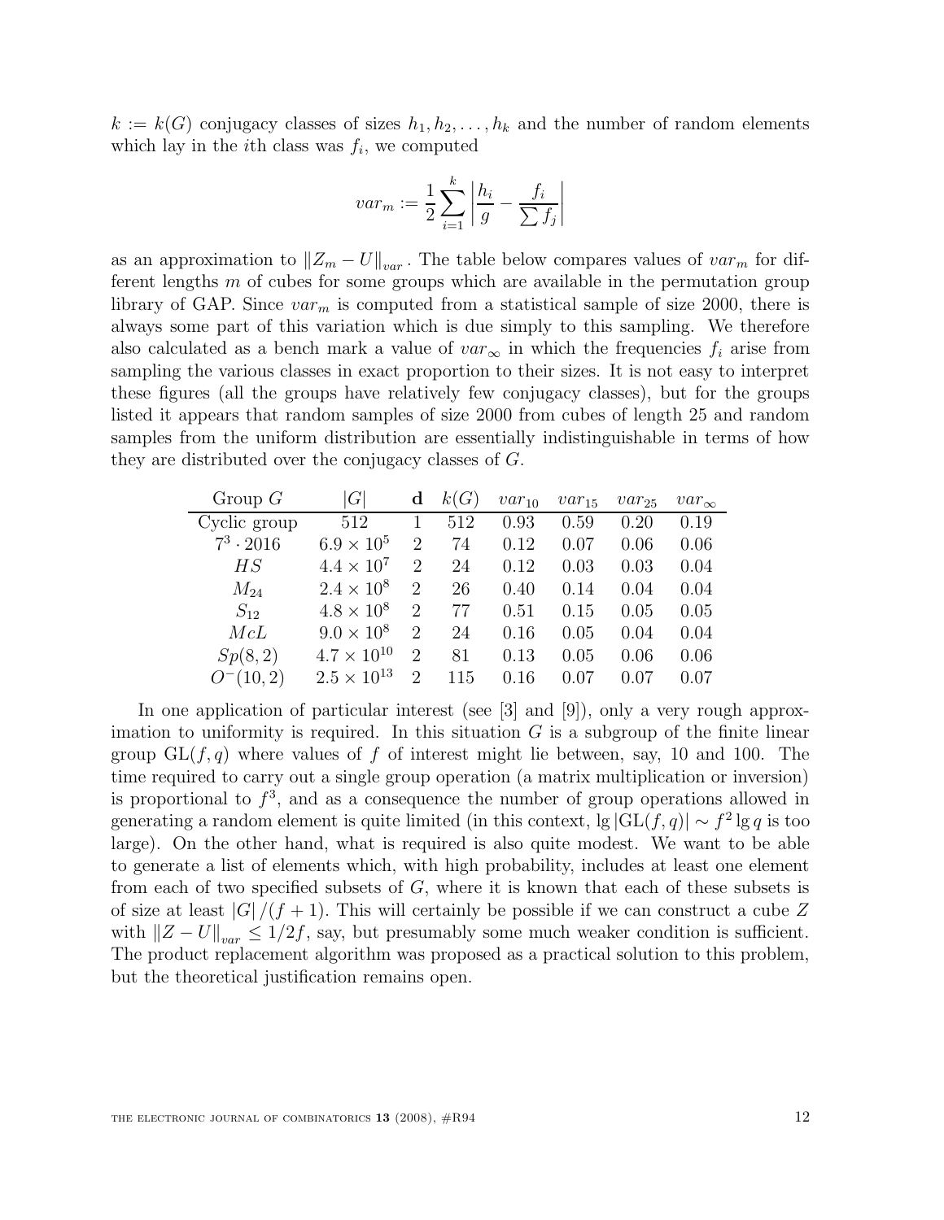$k := k(G)$ conjugacy classes of sizes $h_1, h_2, \ldots, h_k$ and the number of random elements which lay in the $i$th class was $f_i$, we computed

$$var_m := \frac{1}{2} \sum_{i=1}^{k} \left| \frac{h_i}{g} - \frac{f_i}{\sum f_j} \right|$$

as an approximation to $\|Z_m - U\|_{var}$. The table below compares values of $var_m$ for different lengths $m$ of cubes for some groups which are available in the permutation group library of GAP. Since $var_m$ is computed from a statistical sample of size 2000, there is always some part of this variation which is due simply to this sampling. We therefore also calculated as a bench mark a value of $var_\infty$ in which the frequencies $f_i$ arise from sampling the various classes in exact proportion to their sizes. It is not easy to interpret these figures (all the groups have relatively few conjugacy classes), but for the groups listed it appears that random samples of size 2000 from cubes of length 25 and random samples from the uniform distribution are essentially indistinguishable in terms of how they are distributed over the conjugacy classes of $G$.

| Group $G$ | $\|G\|$ | **d** | $k(G)$ | $var_{10}$ | $var_{15}$ | $var_{25}$ | $var_\infty$ |
|---|---|---|---|---|---|---|---|
| Cyclic group | 512 | 1 | 512 | 0.93 | 0.59 | 0.20 | 0.19 |
| $7^3 \cdot 2016$ | $6.9 \times 10^5$ | 2 | 74 | 0.12 | 0.07 | 0.06 | 0.06 |
| $HS$ | $4.4 \times 10^7$ | 2 | 24 | 0.12 | 0.03 | 0.03 | 0.04 |
| $M_{24}$ | $2.4 \times 10^8$ | 2 | 26 | 0.40 | 0.14 | 0.04 | 0.04 |
| $S_{12}$ | $4.8 \times 10^8$ | 2 | 77 | 0.51 | 0.15 | 0.05 | 0.05 |
| $McL$ | $9.0 \times 10^8$ | 2 | 24 | 0.16 | 0.05 | 0.04 | 0.04 |
| $Sp(8,2)$ | $4.7 \times 10^{10}$ | 2 | 81 | 0.13 | 0.05 | 0.06 | 0.06 |
| $O^-(10,2)$ | $2.5 \times 10^{13}$ | 2 | 115 | 0.16 | 0.07 | 0.07 | 0.07 |

In one application of particular interest (see [3] and [9]), only a very rough approximation to uniformity is required. In this situation $G$ is a subgroup of the finite linear group $\mathrm{GL}(f,q)$ where values of $f$ of interest might lie between, say, 10 and 100. The time required to carry out a single group operation (a matrix multiplication or inversion) is proportional to $f^3$, and as a consequence the number of group operations allowed in generating a random element is quite limited (in this context, $\lg |\mathrm{GL}(f,q)| \sim f^2 \lg q$ is too large). On the other hand, what is required is also quite modest. We want to be able to generate a list of elements which, with high probability, includes at least one element from each of two specified subsets of $G$, where it is known that each of these subsets is of size at least $|G|/(f+1)$. This will certainly be possible if we can construct a cube $Z$ with $\|Z - U\|_{var} \leq 1/2f$, say, but presumably some much weaker condition is sufficient. The product replacement algorithm was proposed as a practical solution to this problem, but the theoretical justification remains open.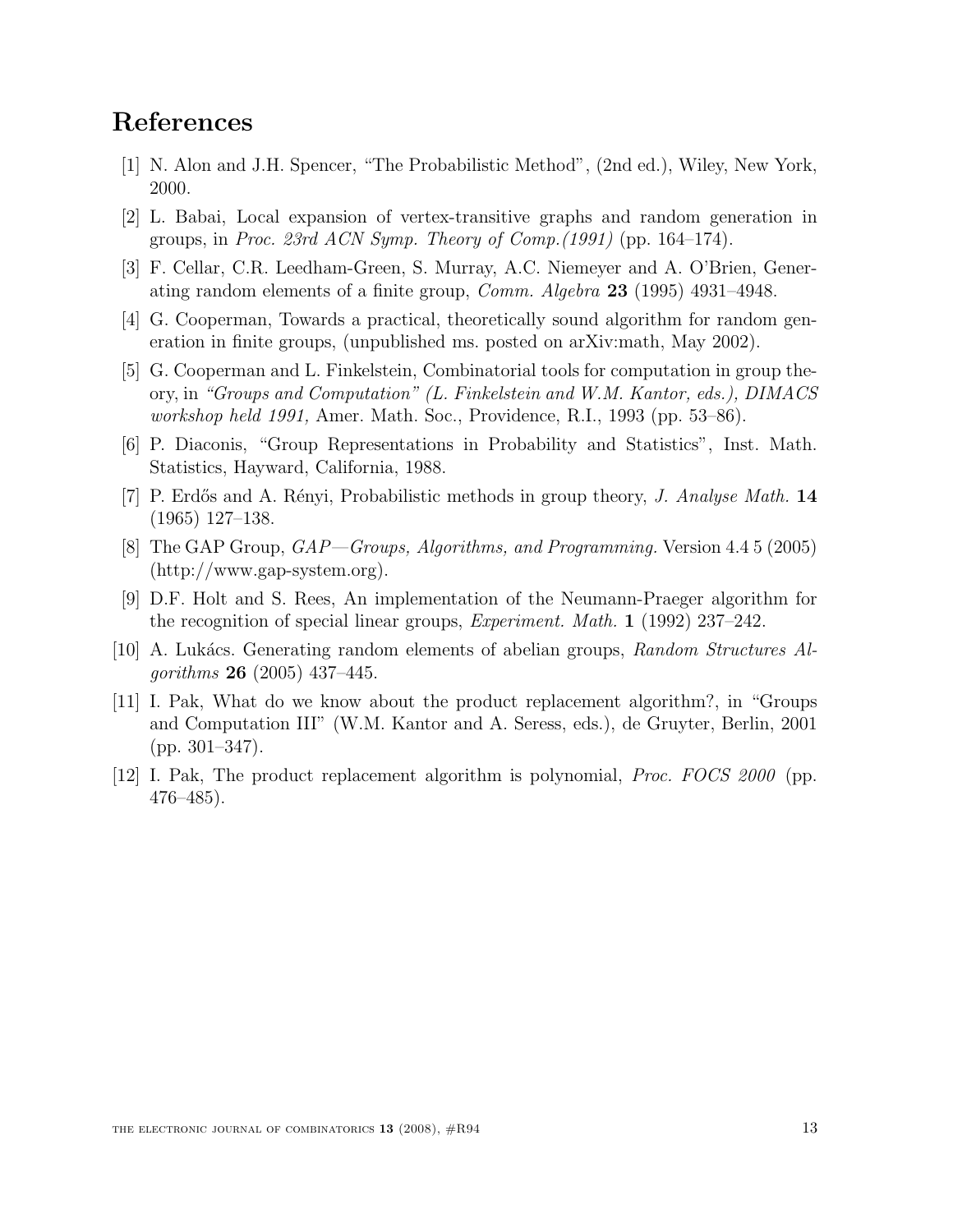# References

[1] N. Alon and J.H. Spencer, "The Probabilistic Method", (2nd ed.), Wiley, New York, 2000.

[2] L. Babai, Local expansion of vertex-transitive graphs and random generation in groups, in *Proc. 23rd ACN Symp. Theory of Comp.(1991)* (pp. 164–174).

[3] F. Cellar, C.R. Leedham-Green, S. Murray, A.C. Niemeyer and A. O'Brien, Generating random elements of a finite group, *Comm. Algebra* **23** (1995) 4931–4948.

[4] G. Cooperman, Towards a practical, theoretically sound algorithm for random generation in finite groups, (unpublished ms. posted on arXiv:math, May 2002).

[5] G. Cooperman and L. Finkelstein, Combinatorial tools for computation in group theory, in *"Groups and Computation" (L. Finkelstein and W.M. Kantor, eds.), DIMACS workshop held 1991,* Amer. Math. Soc., Providence, R.I., 1993 (pp. 53–86).

[6] P. Diaconis, "Group Representations in Probability and Statistics", Inst. Math. Statistics, Hayward, California, 1988.

[7] P. Erdős and A. Rényi, Probabilistic methods in group theory, *J. Analyse Math.* **14** (1965) 127–138.

[8] The GAP Group, *GAP—Groups, Algorithms, and Programming.* Version 4.4 5 (2005) (http://www.gap-system.org).

[9] D.F. Holt and S. Rees, An implementation of the Neumann-Praeger algorithm for the recognition of special linear groups, *Experiment. Math.* **1** (1992) 237–242.

[10] A. Lukács. Generating random elements of abelian groups, *Random Structures Algorithms* **26** (2005) 437–445.

[11] I. Pak, What do we know about the product replacement algorithm?, in "Groups and Computation III" (W.M. Kantor and A. Seress, eds.), de Gruyter, Berlin, 2001 (pp. 301–347).

[12] I. Pak, The product replacement algorithm is polynomial, *Proc. FOCS 2000* (pp. 476–485).